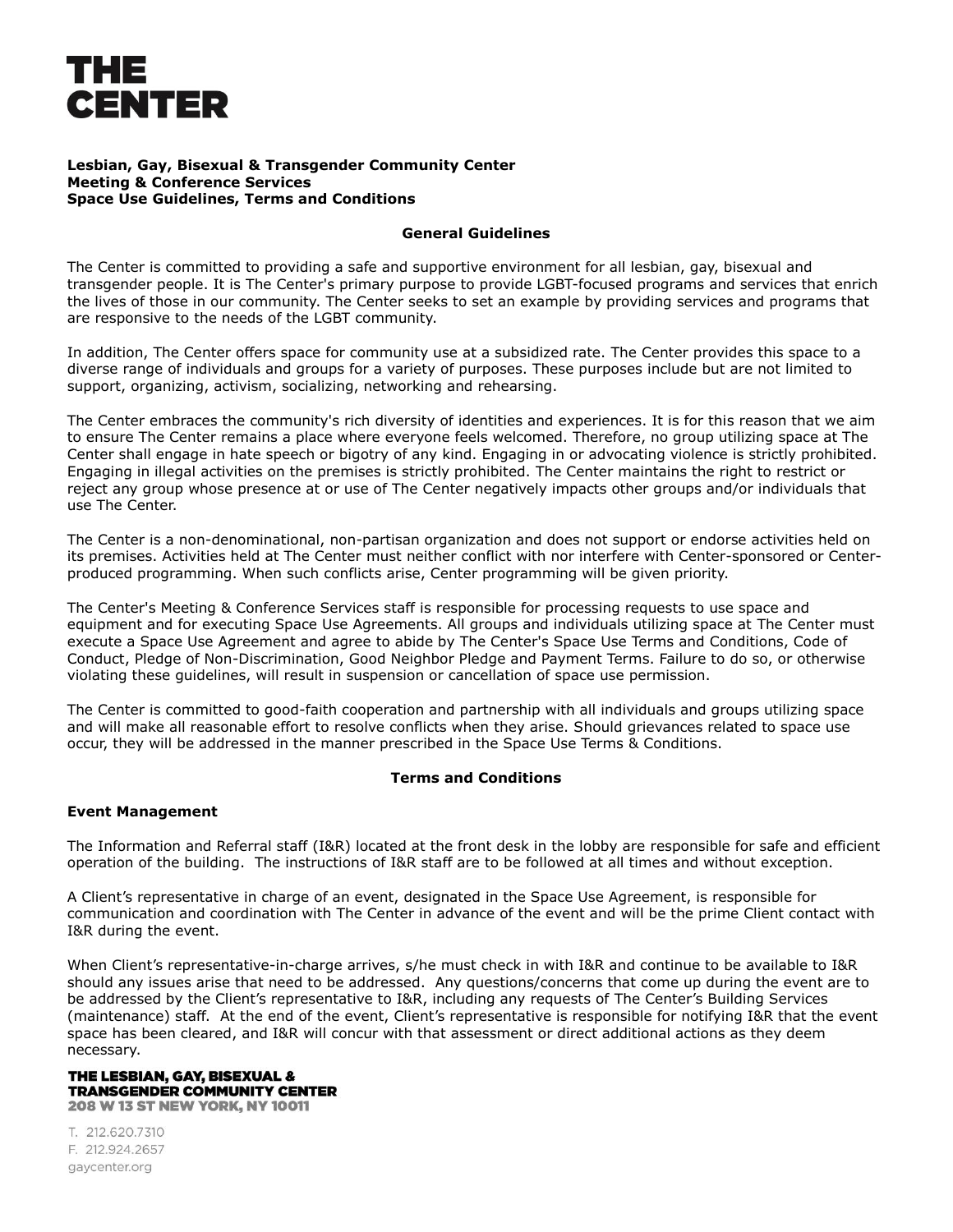# THE CENTER

**Lesbian, Gay, Bisexual & Transgender Community Center**
**Meeting & Conference Services**
**Space Use Guidelines, Terms and Conditions**

## General Guidelines

The Center is committed to providing a safe and supportive environment for all lesbian, gay, bisexual and transgender people. It is The Center's primary purpose to provide LGBT-focused programs and services that enrich the lives of those in our community. The Center seeks to set an example by providing services and programs that are responsive to the needs of the LGBT community.

In addition, The Center offers space for community use at a subsidized rate. The Center provides this space to a diverse range of individuals and groups for a variety of purposes. These purposes include but are not limited to support, organizing, activism, socializing, networking and rehearsing.

The Center embraces the community's rich diversity of identities and experiences. It is for this reason that we aim to ensure The Center remains a place where everyone feels welcomed. Therefore, no group utilizing space at The Center shall engage in hate speech or bigotry of any kind. Engaging in or advocating violence is strictly prohibited. Engaging in illegal activities on the premises is strictly prohibited. The Center maintains the right to restrict or reject any group whose presence at or use of The Center negatively impacts other groups and/or individuals that use The Center.

The Center is a non-denominational, non-partisan organization and does not support or endorse activities held on its premises. Activities held at The Center must neither conflict with nor interfere with Center-sponsored or Center-produced programming. When such conflicts arise, Center programming will be given priority.

The Center's Meeting & Conference Services staff is responsible for processing requests to use space and equipment and for executing Space Use Agreements. All groups and individuals utilizing space at The Center must execute a Space Use Agreement and agree to abide by The Center's Space Use Terms and Conditions, Code of Conduct, Pledge of Non-Discrimination, Good Neighbor Pledge and Payment Terms. Failure to do so, or otherwise violating these guidelines, will result in suspension or cancellation of space use permission.

The Center is committed to good-faith cooperation and partnership with all individuals and groups utilizing space and will make all reasonable effort to resolve conflicts when they arise. Should grievances related to space use occur, they will be addressed in the manner prescribed in the Space Use Terms & Conditions.

## Terms and Conditions

### Event Management

The Information and Referral staff (I&R) located at the front desk in the lobby are responsible for safe and efficient operation of the building. The instructions of I&R staff are to be followed at all times and without exception.

A Client's representative in charge of an event, designated in the Space Use Agreement, is responsible for communication and coordination with The Center in advance of the event and will be the prime Client contact with I&R during the event.

When Client's representative-in-charge arrives, s/he must check in with I&R and continue to be available to I&R should any issues arise that need to be addressed. Any questions/concerns that come up during the event are to be addressed by the Client's representative to I&R, including any requests of The Center's Building Services (maintenance) staff. At the end of the event, Client's representative is responsible for notifying I&R that the event space has been cleared, and I&R will concur with that assessment or direct additional actions as they deem necessary.

**THE LESBIAN, GAY, BISEXUAL & TRANSGENDER COMMUNITY CENTER**
**208 W 13 ST NEW YORK, NY 10011**

T. 212.620.7310
F. 212.924.2657
gaycenter.org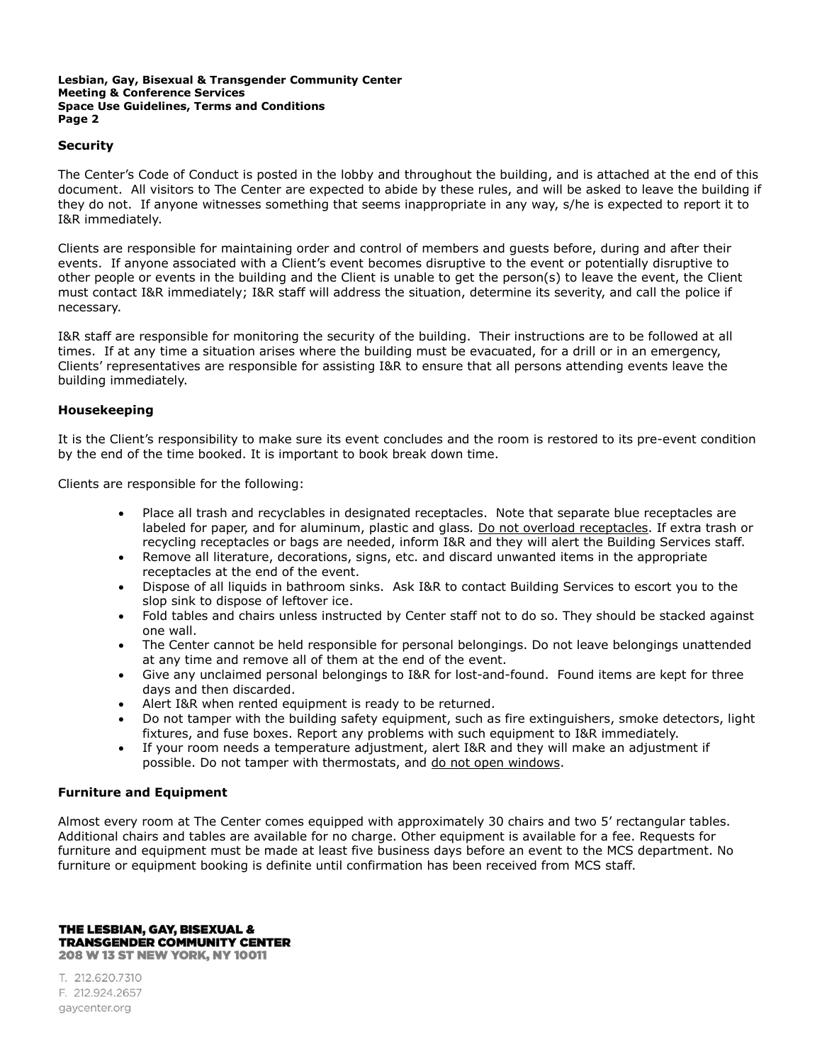## Security

The Center's Code of Conduct is posted in the lobby and throughout the building, and is attached at the end of this document. All visitors to The Center are expected to abide by these rules, and will be asked to leave the building if they do not. If anyone witnesses something that seems inappropriate in any way, s/he is expected to report it to I&R immediately.

Clients are responsible for maintaining order and control of members and guests before, during and after their events. If anyone associated with a Client's event becomes disruptive to the event or potentially disruptive to other people or events in the building and the Client is unable to get the person(s) to leave the event, the Client must contact I&R immediately; I&R staff will address the situation, determine its severity, and call the police if necessary.

I&R staff are responsible for monitoring the security of the building. Their instructions are to be followed at all times. If at any time a situation arises where the building must be evacuated, for a drill or in an emergency, Clients' representatives are responsible for assisting I&R to ensure that all persons attending events leave the building immediately.

## Housekeeping

It is the Client's responsibility to make sure its event concludes and the room is restored to its pre-event condition by the end of the time booked. It is important to book break down time.

Clients are responsible for the following:

- Place all trash and recyclables in designated receptacles. Note that separate blue receptacles are labeled for paper, and for aluminum, plastic and glass. <u>Do not overload receptacles</u>. If extra trash or recycling receptacles or bags are needed, inform I&R and they will alert the Building Services staff.
- Remove all literature, decorations, signs, etc. and discard unwanted items in the appropriate receptacles at the end of the event.
- Dispose of all liquids in bathroom sinks. Ask I&R to contact Building Services to escort you to the slop sink to dispose of leftover ice.
- Fold tables and chairs unless instructed by Center staff not to do so. They should be stacked against one wall.
- The Center cannot be held responsible for personal belongings. Do not leave belongings unattended at any time and remove all of them at the end of the event.
- Give any unclaimed personal belongings to I&R for lost-and-found. Found items are kept for three days and then discarded.
- Alert I&R when rented equipment is ready to be returned.
- Do not tamper with the building safety equipment, such as fire extinguishers, smoke detectors, light fixtures, and fuse boxes. Report any problems with such equipment to I&R immediately.
- If your room needs a temperature adjustment, alert I&R and they will make an adjustment if possible. Do not tamper with thermostats, and <u>do not open windows</u>.

## Furniture and Equipment

Almost every room at The Center comes equipped with approximately 30 chairs and two 5' rectangular tables. Additional chairs and tables are available for no charge. Other equipment is available for a fee. Requests for furniture and equipment must be made at least five business days before an event to the MCS department. No furniture or equipment booking is definite until confirmation has been received from MCS staff.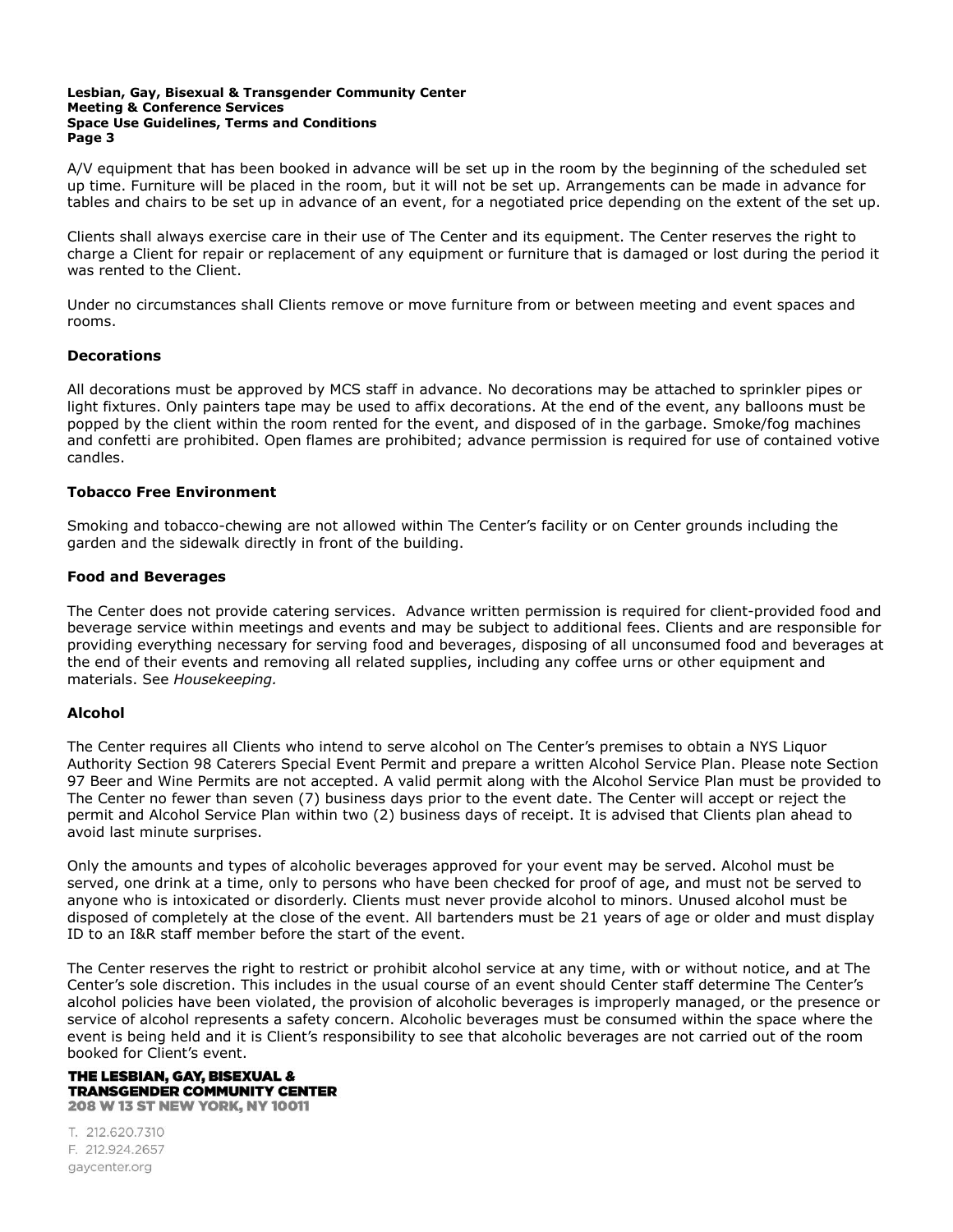A/V equipment that has been booked in advance will be set up in the room by the beginning of the scheduled set up time. Furniture will be placed in the room, but it will not be set up. Arrangements can be made in advance for tables and chairs to be set up in advance of an event, for a negotiated price depending on the extent of the set up.

Clients shall always exercise care in their use of The Center and its equipment. The Center reserves the right to charge a Client for repair or replacement of any equipment or furniture that is damaged or lost during the period it was rented to the Client.

Under no circumstances shall Clients remove or move furniture from or between meeting and event spaces and rooms.

### Decorations

All decorations must be approved by MCS staff in advance. No decorations may be attached to sprinkler pipes or light fixtures. Only painters tape may be used to affix decorations. At the end of the event, any balloons must be popped by the client within the room rented for the event, and disposed of in the garbage. Smoke/fog machines and confetti are prohibited. Open flames are prohibited; advance permission is required for use of contained votive candles.

### Tobacco Free Environment

Smoking and tobacco-chewing are not allowed within The Center's facility or on Center grounds including the garden and the sidewalk directly in front of the building.

### Food and Beverages

The Center does not provide catering services. Advance written permission is required for client-provided food and beverage service within meetings and events and may be subject to additional fees. Clients and are responsible for providing everything necessary for serving food and beverages, disposing of all unconsumed food and beverages at the end of their events and removing all related supplies, including any coffee urns or other equipment and materials. See *Housekeeping.*

### Alcohol

The Center requires all Clients who intend to serve alcohol on The Center's premises to obtain a NYS Liquor Authority Section 98 Caterers Special Event Permit and prepare a written Alcohol Service Plan. Please note Section 97 Beer and Wine Permits are not accepted. A valid permit along with the Alcohol Service Plan must be provided to The Center no fewer than seven (7) business days prior to the event date. The Center will accept or reject the permit and Alcohol Service Plan within two (2) business days of receipt. It is advised that Clients plan ahead to avoid last minute surprises.

Only the amounts and types of alcoholic beverages approved for your event may be served. Alcohol must be served, one drink at a time, only to persons who have been checked for proof of age, and must not be served to anyone who is intoxicated or disorderly. Clients must never provide alcohol to minors. Unused alcohol must be disposed of completely at the close of the event. All bartenders must be 21 years of age or older and must display ID to an I&R staff member before the start of the event.

The Center reserves the right to restrict or prohibit alcohol service at any time, with or without notice, and at The Center's sole discretion. This includes in the usual course of an event should Center staff determine The Center's alcohol policies have been violated, the provision of alcoholic beverages is improperly managed, or the presence or service of alcohol represents a safety concern. Alcoholic beverages must be consumed within the space where the event is being held and it is Client's responsibility to see that alcoholic beverages are not carried out of the room booked for Client's event.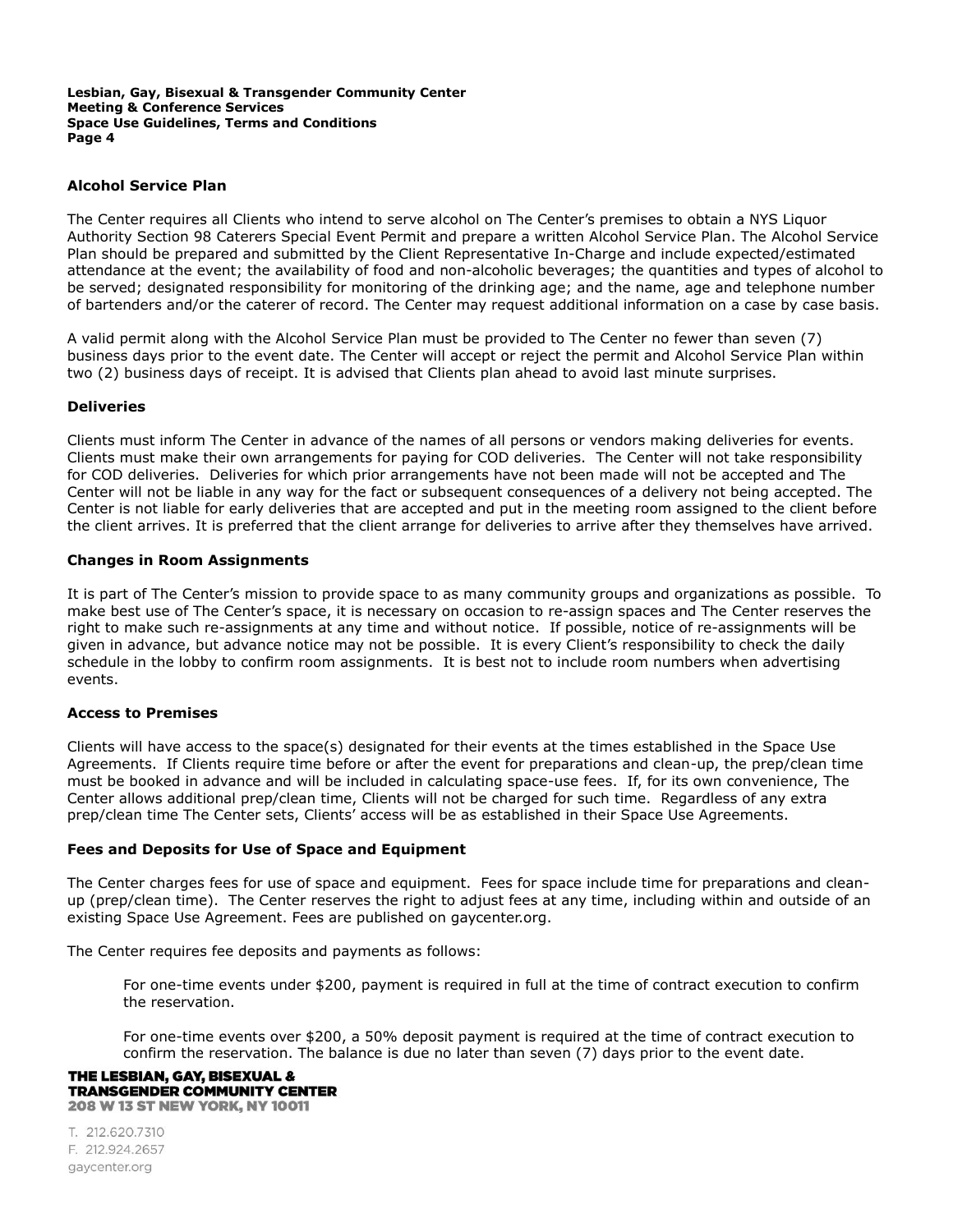### Alcohol Service Plan

The Center requires all Clients who intend to serve alcohol on The Center's premises to obtain a NYS Liquor Authority Section 98 Caterers Special Event Permit and prepare a written Alcohol Service Plan. The Alcohol Service Plan should be prepared and submitted by the Client Representative In-Charge and include expected/estimated attendance at the event; the availability of food and non-alcoholic beverages; the quantities and types of alcohol to be served; designated responsibility for monitoring of the drinking age; and the name, age and telephone number of bartenders and/or the caterer of record. The Center may request additional information on a case by case basis.

A valid permit along with the Alcohol Service Plan must be provided to The Center no fewer than seven (7) business days prior to the event date. The Center will accept or reject the permit and Alcohol Service Plan within two (2) business days of receipt. It is advised that Clients plan ahead to avoid last minute surprises.

### Deliveries

Clients must inform The Center in advance of the names of all persons or vendors making deliveries for events. Clients must make their own arrangements for paying for COD deliveries. The Center will not take responsibility for COD deliveries. Deliveries for which prior arrangements have not been made will not be accepted and The Center will not be liable in any way for the fact or subsequent consequences of a delivery not being accepted. The Center is not liable for early deliveries that are accepted and put in the meeting room assigned to the client before the client arrives. It is preferred that the client arrange for deliveries to arrive after they themselves have arrived.

### Changes in Room Assignments

It is part of The Center's mission to provide space to as many community groups and organizations as possible. To make best use of The Center's space, it is necessary on occasion to re-assign spaces and The Center reserves the right to make such re-assignments at any time and without notice. If possible, notice of re-assignments will be given in advance, but advance notice may not be possible. It is every Client's responsibility to check the daily schedule in the lobby to confirm room assignments. It is best not to include room numbers when advertising events.

### Access to Premises

Clients will have access to the space(s) designated for their events at the times established in the Space Use Agreements. If Clients require time before or after the event for preparations and clean-up, the prep/clean time must be booked in advance and will be included in calculating space-use fees. If, for its own convenience, The Center allows additional prep/clean time, Clients will not be charged for such time. Regardless of any extra prep/clean time The Center sets, Clients' access will be as established in their Space Use Agreements.

### Fees and Deposits for Use of Space and Equipment

The Center charges fees for use of space and equipment. Fees for space include time for preparations and clean-up (prep/clean time). The Center reserves the right to adjust fees at any time, including within and outside of an existing Space Use Agreement. Fees are published on gaycenter.org.

The Center requires fee deposits and payments as follows:

> For one-time events under $200, payment is required in full at the time of contract execution to confirm the reservation.
>
> For one-time events over $200, a 50% deposit payment is required at the time of contract execution to confirm the reservation. The balance is due no later than seven (7) days prior to the event date.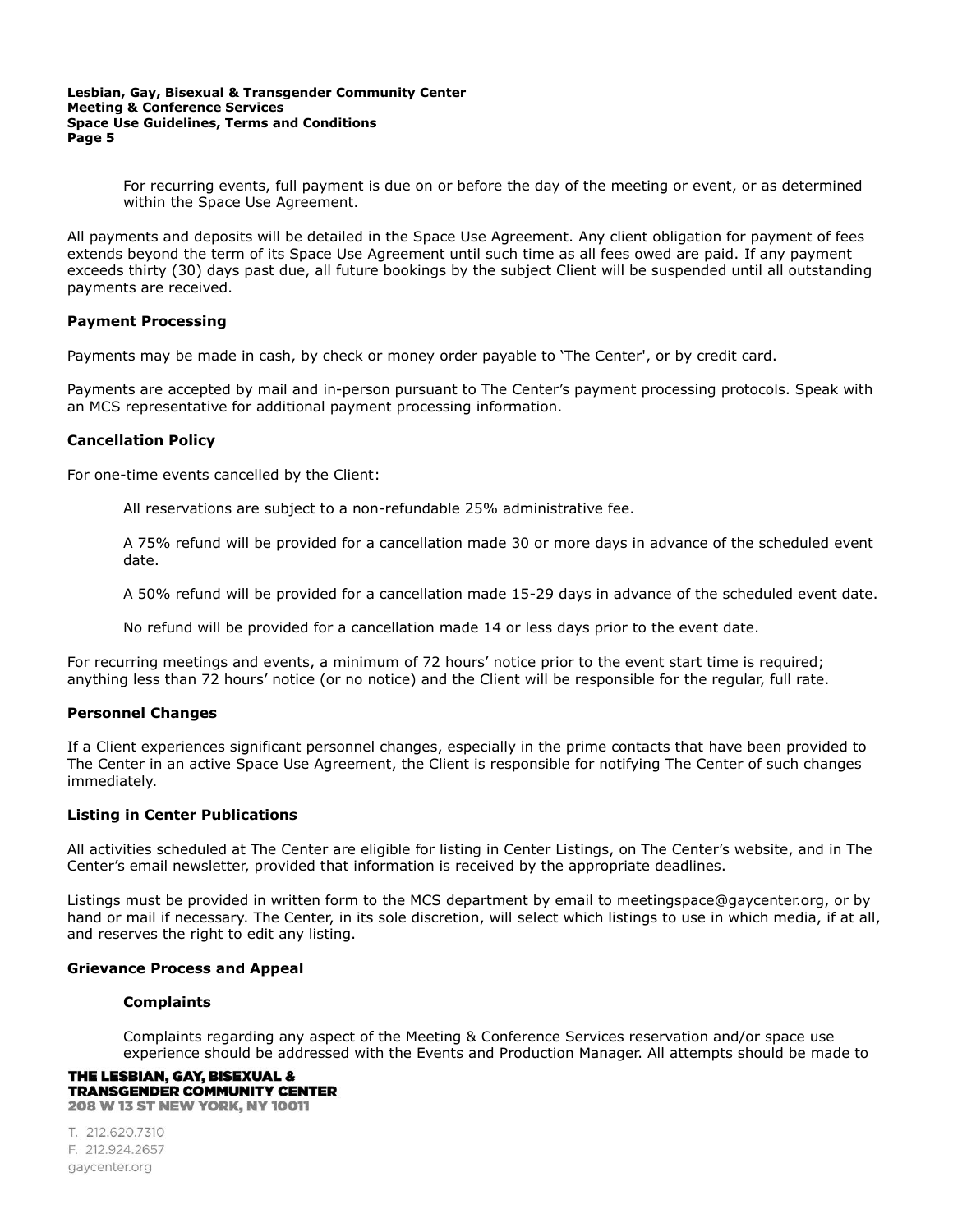For recurring events, full payment is due on or before the day of the meeting or event, or as determined within the Space Use Agreement.

All payments and deposits will be detailed in the Space Use Agreement. Any client obligation for payment of fees extends beyond the term of its Space Use Agreement until such time as all fees owed are paid. If any payment exceeds thirty (30) days past due, all future bookings by the subject Client will be suspended until all outstanding payments are received.

**Payment Processing**

Payments may be made in cash, by check or money order payable to 'The Center', or by credit card.

Payments are accepted by mail and in-person pursuant to The Center's payment processing protocols. Speak with an MCS representative for additional payment processing information.

**Cancellation Policy**

For one-time events cancelled by the Client:

All reservations are subject to a non-refundable 25% administrative fee.

A 75% refund will be provided for a cancellation made 30 or more days in advance of the scheduled event date.

A 50% refund will be provided for a cancellation made 15-29 days in advance of the scheduled event date.

No refund will be provided for a cancellation made 14 or less days prior to the event date.

For recurring meetings and events, a minimum of 72 hours' notice prior to the event start time is required; anything less than 72 hours' notice (or no notice) and the Client will be responsible for the regular, full rate.

**Personnel Changes**

If a Client experiences significant personnel changes, especially in the prime contacts that have been provided to The Center in an active Space Use Agreement, the Client is responsible for notifying The Center of such changes immediately.

**Listing in Center Publications**

All activities scheduled at The Center are eligible for listing in Center Listings, on The Center's website, and in The Center's email newsletter, provided that information is received by the appropriate deadlines.

Listings must be provided in written form to the MCS department by email to meetingspace@gaycenter.org, or by hand or mail if necessary. The Center, in its sole discretion, will select which listings to use in which media, if at all, and reserves the right to edit any listing.

**Grievance Process and Appeal**

**Complaints**

Complaints regarding any aspect of the Meeting & Conference Services reservation and/or space use experience should be addressed with the Events and Production Manager. All attempts should be made to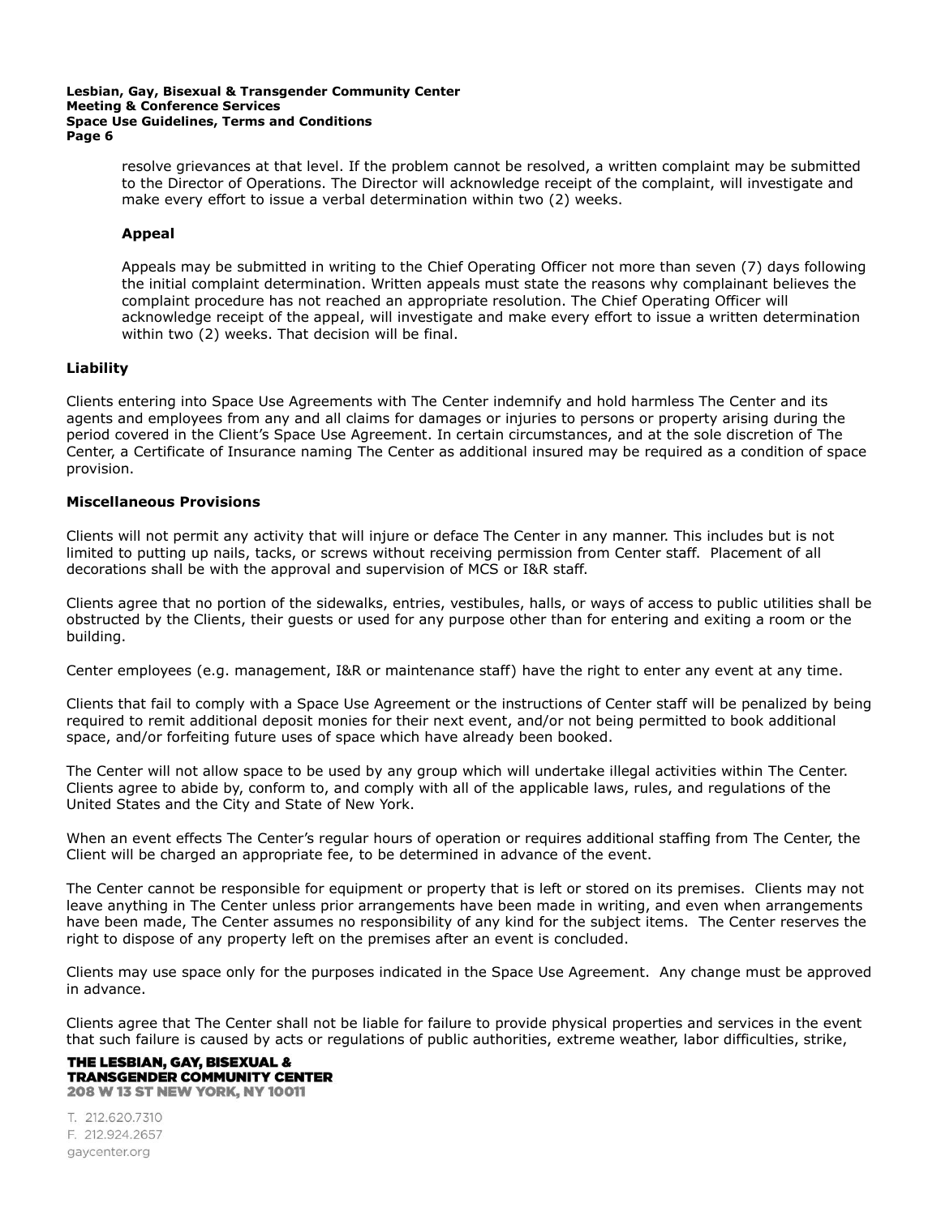resolve grievances at that level. If the problem cannot be resolved, a written complaint may be submitted to the Director of Operations. The Director will acknowledge receipt of the complaint, will investigate and make every effort to issue a verbal determination within two (2) weeks.

**Appeal**

Appeals may be submitted in writing to the Chief Operating Officer not more than seven (7) days following the initial complaint determination. Written appeals must state the reasons why complainant believes the complaint procedure has not reached an appropriate resolution. The Chief Operating Officer will acknowledge receipt of the appeal, will investigate and make every effort to issue a written determination within two (2) weeks. That decision will be final.

**Liability**

Clients entering into Space Use Agreements with The Center indemnify and hold harmless The Center and its agents and employees from any and all claims for damages or injuries to persons or property arising during the period covered in the Client's Space Use Agreement. In certain circumstances, and at the sole discretion of The Center, a Certificate of Insurance naming The Center as additional insured may be required as a condition of space provision.

**Miscellaneous Provisions**

Clients will not permit any activity that will injure or deface The Center in any manner. This includes but is not limited to putting up nails, tacks, or screws without receiving permission from Center staff. Placement of all decorations shall be with the approval and supervision of MCS or I&R staff.

Clients agree that no portion of the sidewalks, entries, vestibules, halls, or ways of access to public utilities shall be obstructed by the Clients, their guests or used for any purpose other than for entering and exiting a room or the building.

Center employees (e.g. management, I&R or maintenance staff) have the right to enter any event at any time.

Clients that fail to comply with a Space Use Agreement or the instructions of Center staff will be penalized by being required to remit additional deposit monies for their next event, and/or not being permitted to book additional space, and/or forfeiting future uses of space which have already been booked.

The Center will not allow space to be used by any group which will undertake illegal activities within The Center. Clients agree to abide by, conform to, and comply with all of the applicable laws, rules, and regulations of the United States and the City and State of New York.

When an event effects The Center's regular hours of operation or requires additional staffing from The Center, the Client will be charged an appropriate fee, to be determined in advance of the event.

The Center cannot be responsible for equipment or property that is left or stored on its premises. Clients may not leave anything in The Center unless prior arrangements have been made in writing, and even when arrangements have been made, The Center assumes no responsibility of any kind for the subject items. The Center reserves the right to dispose of any property left on the premises after an event is concluded.

Clients may use space only for the purposes indicated in the Space Use Agreement. Any change must be approved in advance.

Clients agree that The Center shall not be liable for failure to provide physical properties and services in the event that such failure is caused by acts or regulations of public authorities, extreme weather, labor difficulties, strike,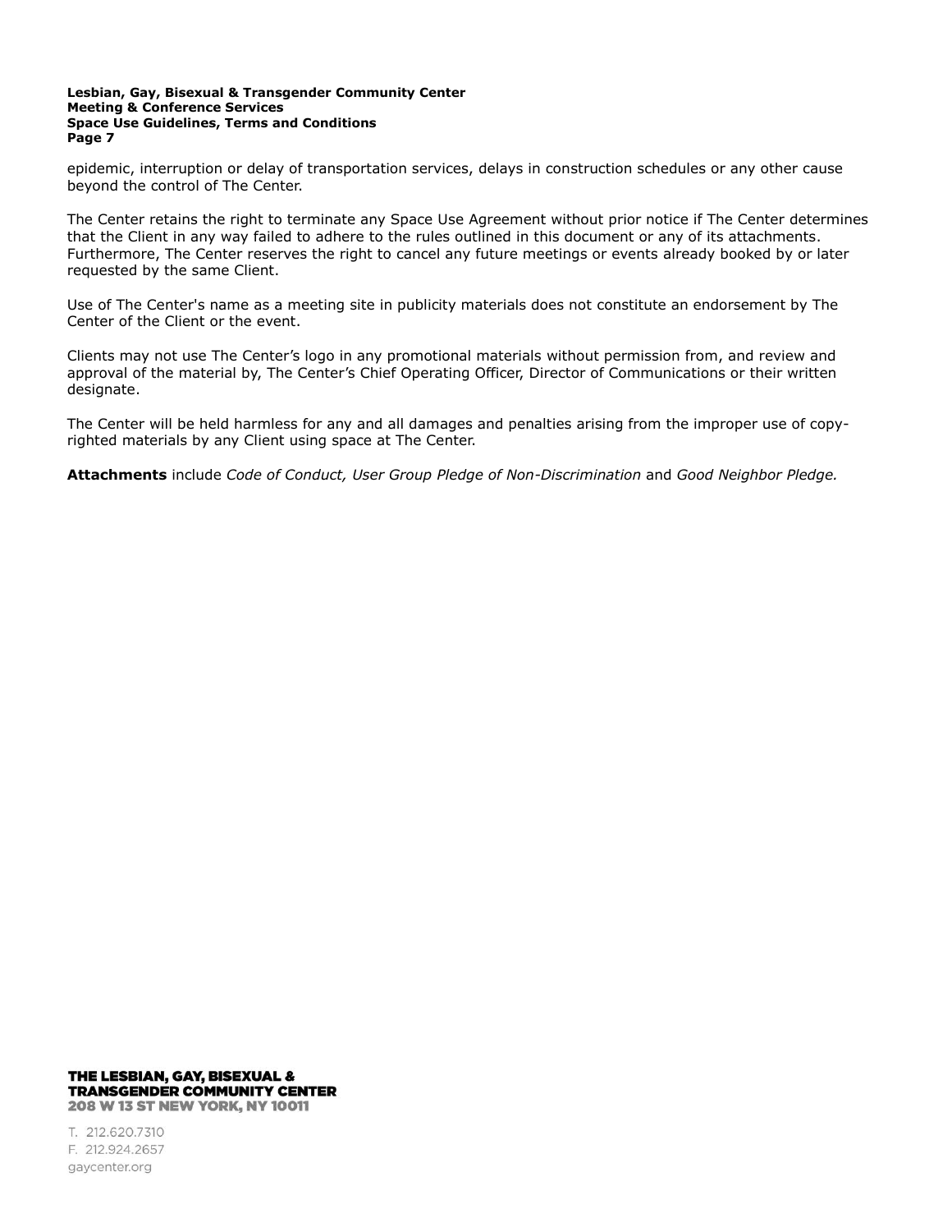epidemic, interruption or delay of transportation services, delays in construction schedules or any other cause beyond the control of The Center.

The Center retains the right to terminate any Space Use Agreement without prior notice if The Center determines that the Client in any way failed to adhere to the rules outlined in this document or any of its attachments. Furthermore, The Center reserves the right to cancel any future meetings or events already booked by or later requested by the same Client.

Use of The Center's name as a meeting site in publicity materials does not constitute an endorsement by The Center of the Client or the event.

Clients may not use The Center's logo in any promotional materials without permission from, and review and approval of the material by, The Center's Chief Operating Officer, Director of Communications or their written designate.

The Center will be held harmless for any and all damages and penalties arising from the improper use of copy-righted materials by any Client using space at The Center.

**Attachments** include *Code of Conduct, User Group Pledge of Non-Discrimination* and *Good Neighbor Pledge.*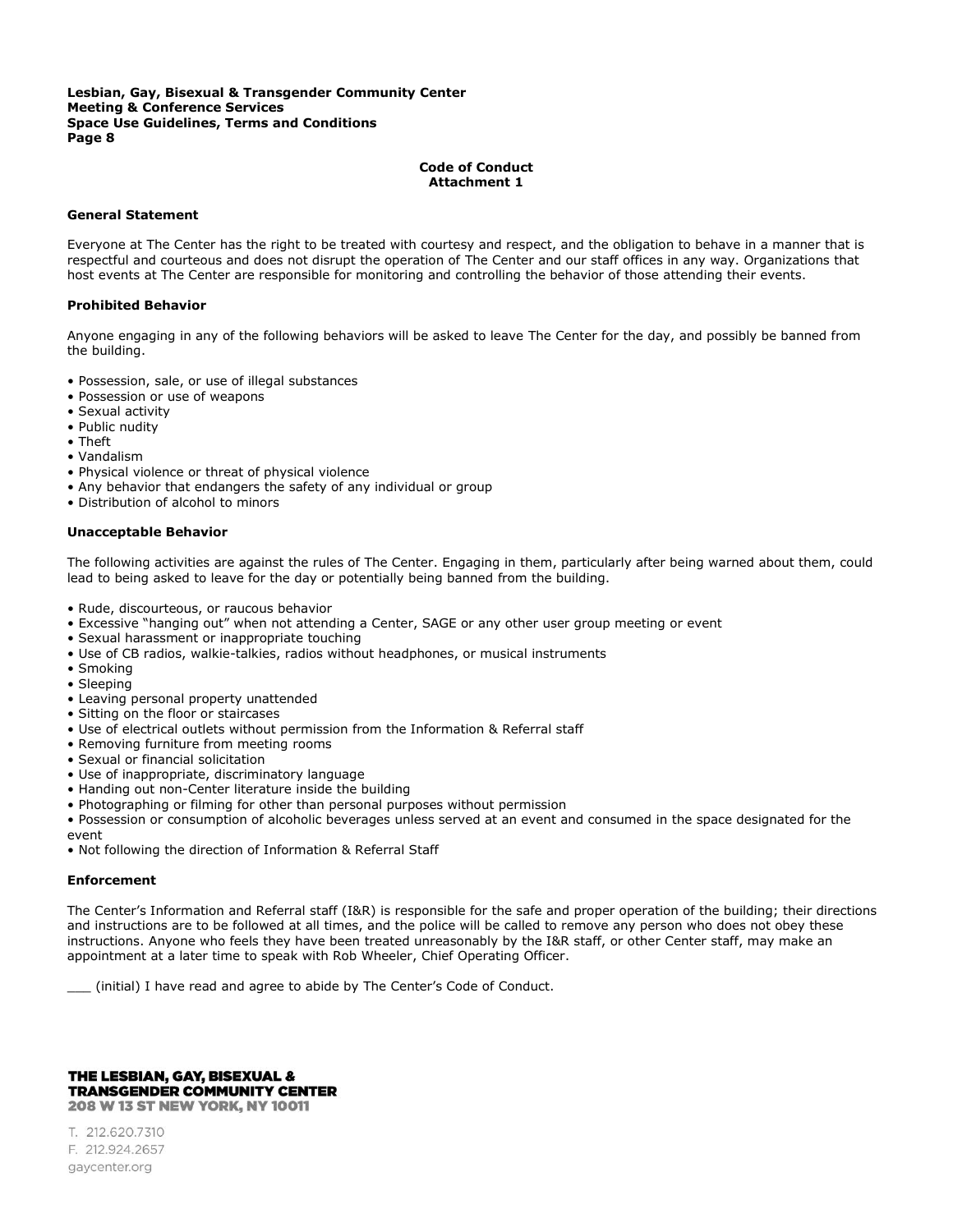## Code of Conduct
## Attachment 1

### General Statement

Everyone at The Center has the right to be treated with courtesy and respect, and the obligation to behave in a manner that is respectful and courteous and does not disrupt the operation of The Center and our staff offices in any way. Organizations that host events at The Center are responsible for monitoring and controlling the behavior of those attending their events.

### Prohibited Behavior

Anyone engaging in any of the following behaviors will be asked to leave The Center for the day, and possibly be banned from the building.

- Possession, sale, or use of illegal substances
- Possession or use of weapons
- Sexual activity
- Public nudity
- Theft
- Vandalism
- Physical violence or threat of physical violence
- Any behavior that endangers the safety of any individual or group
- Distribution of alcohol to minors

### Unacceptable Behavior

The following activities are against the rules of The Center. Engaging in them, particularly after being warned about them, could lead to being asked to leave for the day or potentially being banned from the building.

- Rude, discourteous, or raucous behavior
- Excessive "hanging out" when not attending a Center, SAGE or any other user group meeting or event
- Sexual harassment or inappropriate touching
- Use of CB radios, walkie-talkies, radios without headphones, or musical instruments
- Smoking
- Sleeping
- Leaving personal property unattended
- Sitting on the floor or staircases
- Use of electrical outlets without permission from the Information & Referral staff
- Removing furniture from meeting rooms
- Sexual or financial solicitation
- Use of inappropriate, discriminatory language
- Handing out non-Center literature inside the building
- Photographing or filming for other than personal purposes without permission
- Possession or consumption of alcoholic beverages unless served at an event and consumed in the space designated for the event
- Not following the direction of Information & Referral Staff

### Enforcement

The Center's Information and Referral staff (I&R) is responsible for the safe and proper operation of the building; their directions and instructions are to be followed at all times, and the police will be called to remove any person who does not obey these instructions. Anyone who feels they have been treated unreasonably by the I&R staff, or other Center staff, may make an appointment at a later time to speak with Rob Wheeler, Chief Operating Officer.

___ (initial) I have read and agree to abide by The Center's Code of Conduct.

**THE LESBIAN, GAY, BISEXUAL & TRANSGENDER COMMUNITY CENTER**
**208 W 13 ST NEW YORK, NY 10011**

T. 212.620.7310
F. 212.924.2657
gaycenter.org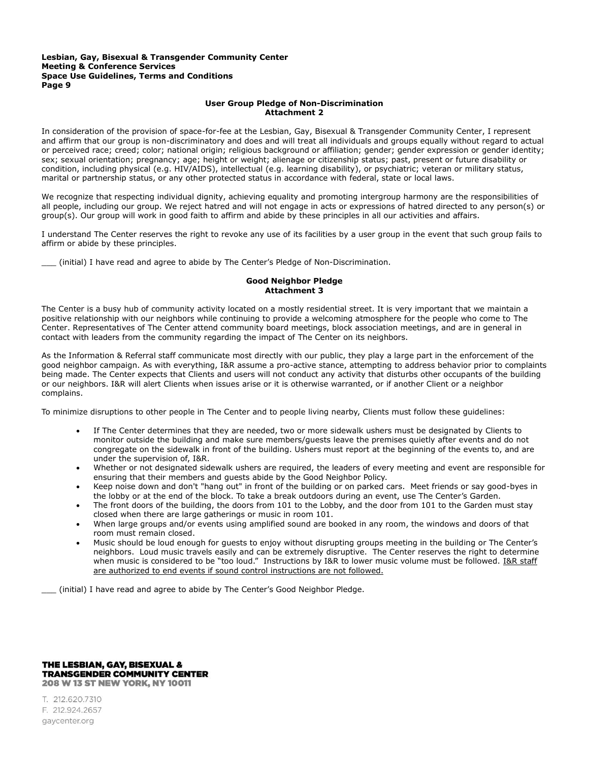## User Group Pledge of Non-Discrimination
## Attachment 2

In consideration of the provision of space-for-fee at the Lesbian, Gay, Bisexual & Transgender Community Center, I represent and affirm that our group is non-discriminatory and does and will treat all individuals and groups equally without regard to actual or perceived race; creed; color; national origin; religious background or affiliation; gender; gender expression or gender identity; sex; sexual orientation; pregnancy; age; height or weight; alienage or citizenship status; past, present or future disability or condition, including physical (e.g. HIV/AIDS), intellectual (e.g. learning disability), or psychiatric; veteran or military status, marital or partnership status, or any other protected status in accordance with federal, state or local laws.

We recognize that respecting individual dignity, achieving equality and promoting intergroup harmony are the responsibilities of all people, including our group. We reject hatred and will not engage in acts or expressions of hatred directed to any person(s) or group(s). Our group will work in good faith to affirm and abide by these principles in all our activities and affairs.

I understand The Center reserves the right to revoke any use of its facilities by a user group in the event that such group fails to affirm or abide by these principles.

___ (initial) I have read and agree to abide by The Center's Pledge of Non-Discrimination.

## Good Neighbor Pledge
## Attachment 3

The Center is a busy hub of community activity located on a mostly residential street. It is very important that we maintain a positive relationship with our neighbors while continuing to provide a welcoming atmosphere for the people who come to The Center. Representatives of The Center attend community board meetings, block association meetings, and are in general in contact with leaders from the community regarding the impact of The Center on its neighbors.

As the Information & Referral staff communicate most directly with our public, they play a large part in the enforcement of the good neighbor campaign. As with everything, I&R assume a pro-active stance, attempting to address behavior prior to complaints being made. The Center expects that Clients and users will not conduct any activity that disturbs other occupants of the building or our neighbors. I&R will alert Clients when issues arise or it is otherwise warranted, or if another Client or a neighbor complains.

To minimize disruptions to other people in The Center and to people living nearby, Clients must follow these guidelines:

- If The Center determines that they are needed, two or more sidewalk ushers must be designated by Clients to monitor outside the building and make sure members/guests leave the premises quietly after events and do not congregate on the sidewalk in front of the building. Ushers must report at the beginning of the events to, and are under the supervision of, I&R.
- Whether or not designated sidewalk ushers are required, the leaders of every meeting and event are responsible for ensuring that their members and guests abide by the Good Neighbor Policy.
- Keep noise down and don't "hang out" in front of the building or on parked cars. Meet friends or say good-byes in the lobby or at the end of the block. To take a break outdoors during an event, use The Center's Garden.
- The front doors of the building, the doors from 101 to the Lobby, and the door from 101 to the Garden must stay closed when there are large gatherings or music in room 101.
- When large groups and/or events using amplified sound are booked in any room, the windows and doors of that room must remain closed.
- Music should be loud enough for guests to enjoy without disrupting groups meeting in the building or The Center's neighbors. Loud music travels easily and can be extremely disruptive. The Center reserves the right to determine when music is considered to be "too loud." Instructions by I&R to lower music volume must be followed. <u>I&R staff are authorized to end events if sound control instructions are not followed.</u>

___ (initial) I have read and agree to abide by The Center's Good Neighbor Pledge.

**THE LESBIAN, GAY, BISEXUAL & TRANSGENDER COMMUNITY CENTER**
**208 W 13 ST NEW YORK, NY 10011**

T. 212.620.7310
F. 212.924.2657
gaycenter.org